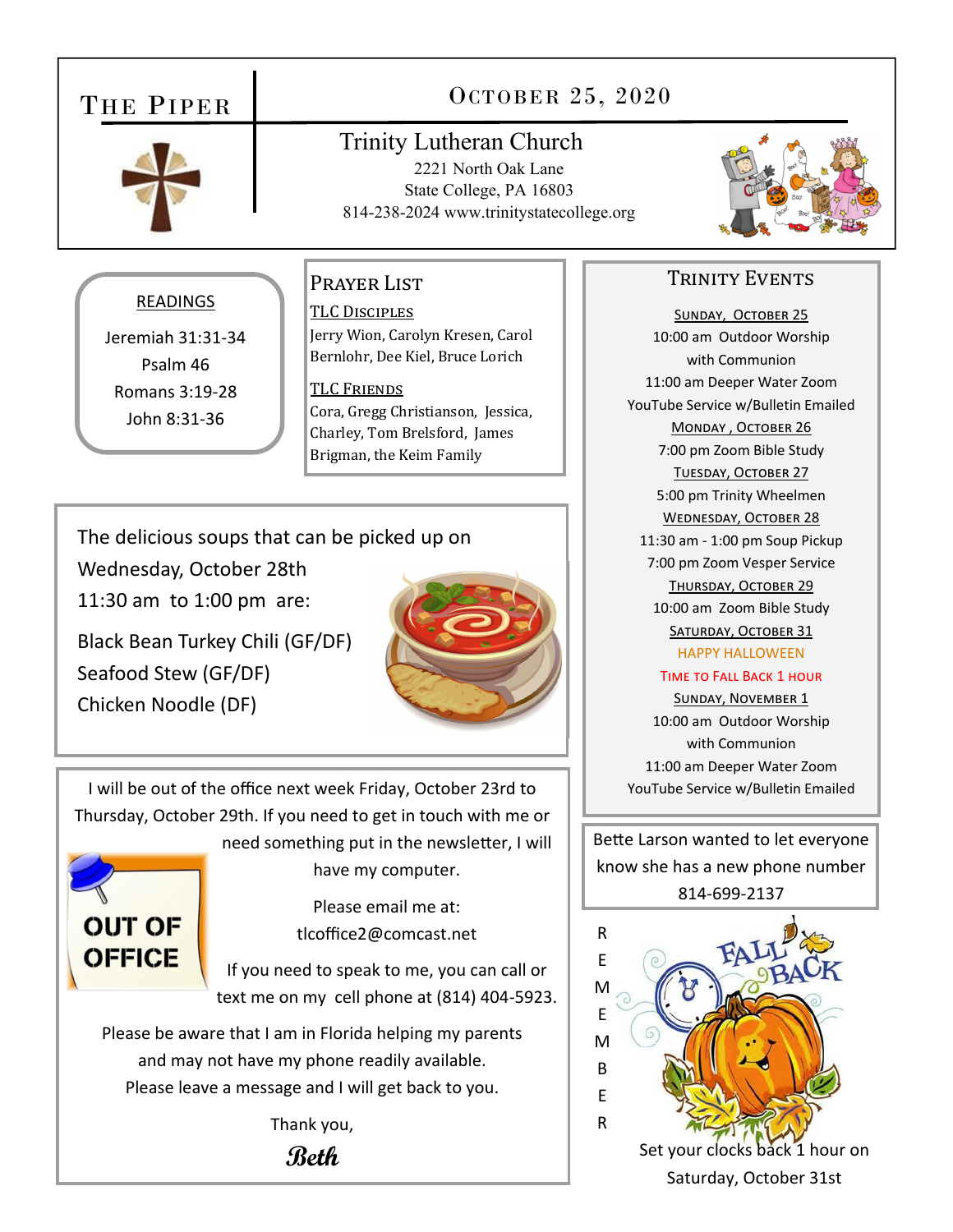# The Piper

## October 25, 2020

**Trinity Lutheran Church**
2221 North Oak Lane
State College, PA 16803
814-238-2024 www.trinitystatecollege.org

### READINGS

Jeremiah 31:31-34
Psalm 46
Romans 3:19-28
John 8:31-36

### Prayer List

**TLC Disciples**
Jerry Wion, Carolyn Kresen, Carol Bernlohr, Dee Kiel, Bruce Lorich

**TLC Friends**
Cora, Gregg Christianson, Jessica, Charley, Tom Brelsford, James Brigman, the Keim Family

The delicious soups that can be picked up on Wednesday, October 28th
11:30 am to 1:00 pm are:

Black Bean Turkey Chili (GF/DF)
Seafood Stew (GF/DF)
Chicken Noodle (DF)

I will be out of the office next week Friday, October 23rd to Thursday, October 29th. If you need to get in touch with me or need something put in the newsletter, I will have my computer.

OUT OF OFFICE

Please email me at:
tlcoffice2@comcast.net

If you need to speak to me, you can call or text me on my cell phone at (814) 404-5923.

Please be aware that I am in Florida helping my parents and may not have my phone readily available. Please leave a message and I will get back to you.

Thank you,

*Beth*

### Trinity Events

**Sunday, October 25**
10:00 am Outdoor Worship with Communion
11:00 am Deeper Water Zoom
YouTube Service w/Bulletin Emailed

**Monday , October 26**
7:00 pm Zoom Bible Study

**Tuesday, October 27**
5:00 pm Trinity Wheelmen

**Wednesday, October 28**
11:30 am - 1:00 pm Soup Pickup
7:00 pm Zoom Vesper Service

**Thursday, October 29**
10:00 am Zoom Bible Study

**Saturday, October 31**
HAPPY HALLOWEEN
Time to Fall Back 1 hour

**Sunday, November 1**
10:00 am Outdoor Worship with Communion
11:00 am Deeper Water Zoom
YouTube Service w/Bulletin Emailed

Bette Larson wanted to let everyone know she has a new phone number 814-699-2137

REMEMBER

FALL BACK

Set your clocks back 1 hour on Saturday, October 31st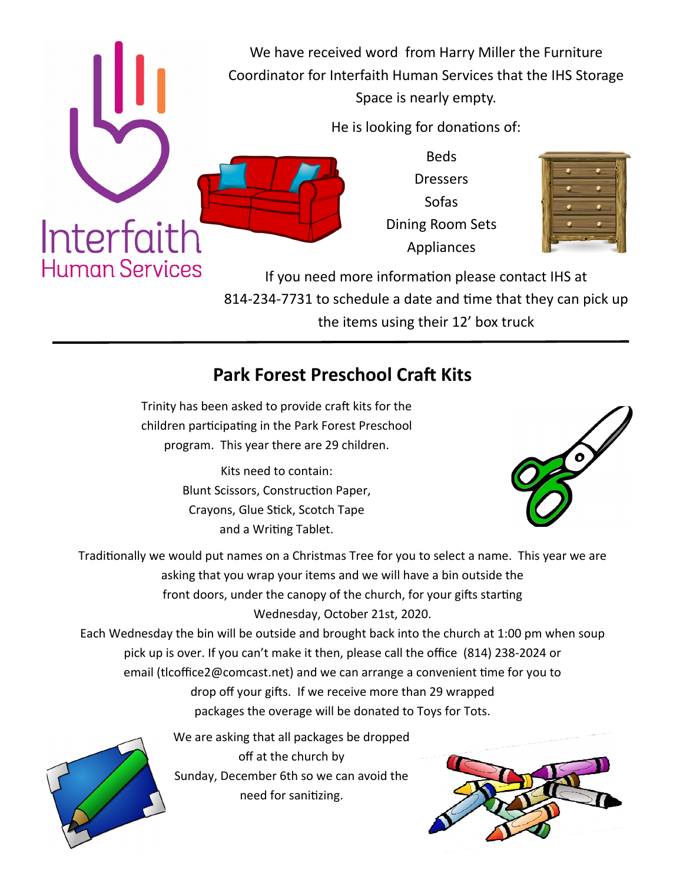Interfaith Human Services

We have received word from Harry Miller the Furniture Coordinator for Interfaith Human Services that the IHS Storage Space is nearly empty.

He is looking for donations of:

Beds
Dressers
Sofas
Dining Room Sets
Appliances

If you need more information please contact IHS at 814-234-7731 to schedule a date and time that they can pick up the items using their 12' box truck

---

## Park Forest Preschool Craft Kits

Trinity has been asked to provide craft kits for the children participating in the Park Forest Preschool program. This year there are 29 children.

Kits need to contain:
Blunt Scissors, Construction Paper, Crayons, Glue Stick, Scotch Tape and a Writing Tablet.

Traditionally we would put names on a Christmas Tree for you to select a name. This year we are asking that you wrap your items and we will have a bin outside the front doors, under the canopy of the church, for your gifts starting Wednesday, October 21st, 2020.

Each Wednesday the bin will be outside and brought back into the church at 1:00 pm when soup pick up is over. If you can't make it then, please call the office (814) 238-2024 or email (tlcoffice2@comcast.net) and we can arrange a convenient time for you to drop off your gifts. If we receive more than 29 wrapped packages the overage will be donated to Toys for Tots.

We are asking that all packages be dropped off at the church by Sunday, December 6th so we can avoid the need for sanitizing.